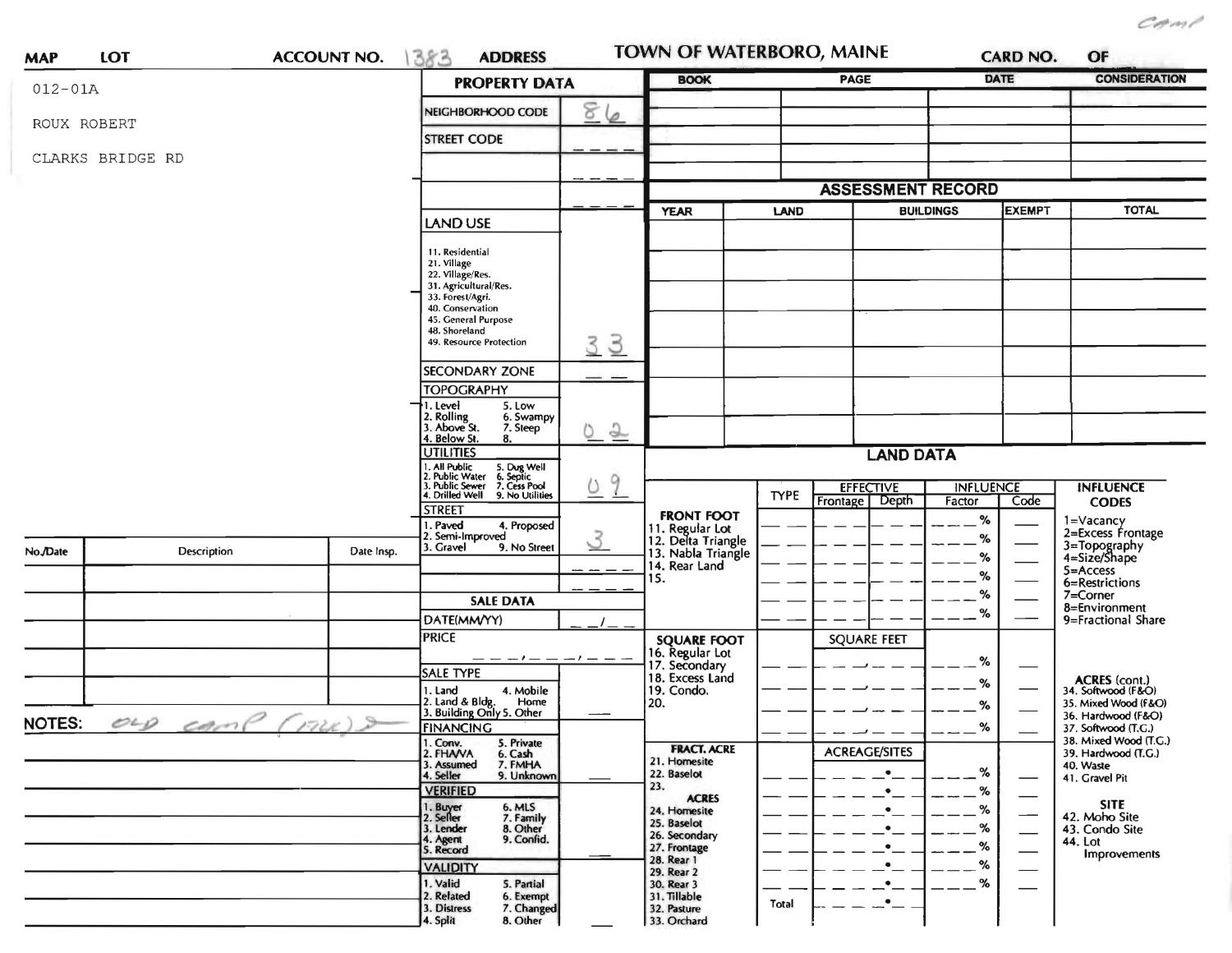camp

**MAP** **LOT** **ACCOUNT NO.** 1383 **ADDRESS**

# TOWN OF WATERBORO, MAINE

**CARD NO.** **OF**

012-01A

ROUX ROBERT

CLARKS BRIDGE RD

## PROPERTY DATA

| | |
|---|---|
| NEIGHBORHOOD CODE | 86 |
| STREET CODE | |
| LAND USE (11. Residential, 21. Village, 22. Village/Res., 31. Agricultural/Res., 33. Forest/Agri., 40. Conservation, 45. General Purpose, 48. Shoreland, 49. Resource Protection) | 33 |
| SECONDARY ZONE | |
| TOPOGRAPHY (1. Level, 2. Rolling, 3. Above St., 4. Below St., 5. Low, 6. Swampy, 7. Steep, 8.) | 0 2 |
| UTILITIES (1. All Public, 2. Public Water, 3. Public Sewer, 4. Drilled Well, 5. Dug Well, 6. Septic, 7. Cess Pool, 9. No Utilities) | 0 9 |
| STREET (1. Paved, 2. Semi-Improved, 3. Gravel, 4. Proposed, 9. No Street) | 3 |

## SALE DATA

| | |
|---|---|
| DATE(MM/YY) | |
| PRICE | |
| SALE TYPE (1. Land, 2. Land & Bldg., 3. Building Only, 4. Mobile Home, 5. Other) | |
| FINANCING (1. Conv., 2. FHA/VA, 3. Assumed, 4. Seller, 5. Private, 6. Cash, 7. FMHA, 9. Unknown) | |
| VERIFIED (1. Buyer, 2. Seller, 3. Lender, 4. Agent, 5. Record, 6. MLS, 7. Family, 8. Other, 9. Confid.) | |
| VALIDITY (1. Valid, 2. Related, 3. Distress, 4. Split, 5. Partial, 6. Exempt, 7. Changed, 8. Other) | |

| BOOK | PAGE | DATE | CONSIDERATION |
|---|---|---|---|
| | | | |

## ASSESSMENT RECORD

| YEAR | LAND | BUILDINGS | EXEMPT | TOTAL |
|---|---|---|---|---|
| | | | | |

## LAND DATA

| | TYPE | EFFECTIVE Frontage | EFFECTIVE Depth | INFLUENCE Factor | INFLUENCE Code |
|---|---|---|---|---|---|
| FRONT FOOT: 11. Regular Lot, 12. Delta Triangle, 13. Nabla Triangle, 14. Rear Land, 15. | | | | % | |
| SQUARE FOOT: 16. Regular Lot, 17. Secondary, 18. Excess Land, 19. Condo., 20. | | SQUARE FEET | | % | |
| FRACT. ACRE: 21. Homesite, 22. Baselot, 23. ACRES: 24. Homesite, 25. Baselot, 26. Secondary, 27. Frontage, 28. Rear 1, 29. Rear 2, 30. Rear 3, 31. Tillable, 32. Pasture, 33. Orchard | | ACREAGE/SITES | | % | |
| Total | | | | | |

**INFLUENCE CODES**
1=Vacancy
2=Excess Frontage
3=Topography
4=Size/Shape
5=Access
6=Restrictions
7=Corner
8=Environment
9=Fractional Share

**ACRES (cont.)**
34. Softwood (F&O)
35. Mixed Wood (F&O)
36. Hardwood (F&O)
37. Softwood (T.G.)
38. Mixed Wood (T.G.)
39. Hardwood (T.G.)
40. Waste
41. Gravel Pit

**SITE**
42. Moho Site
43. Condo Site
44. Lot Improvements

| No./Date | Description | Date Insp. |
|---|---|---|
| | | |

**NOTES:** old camp (nv) 2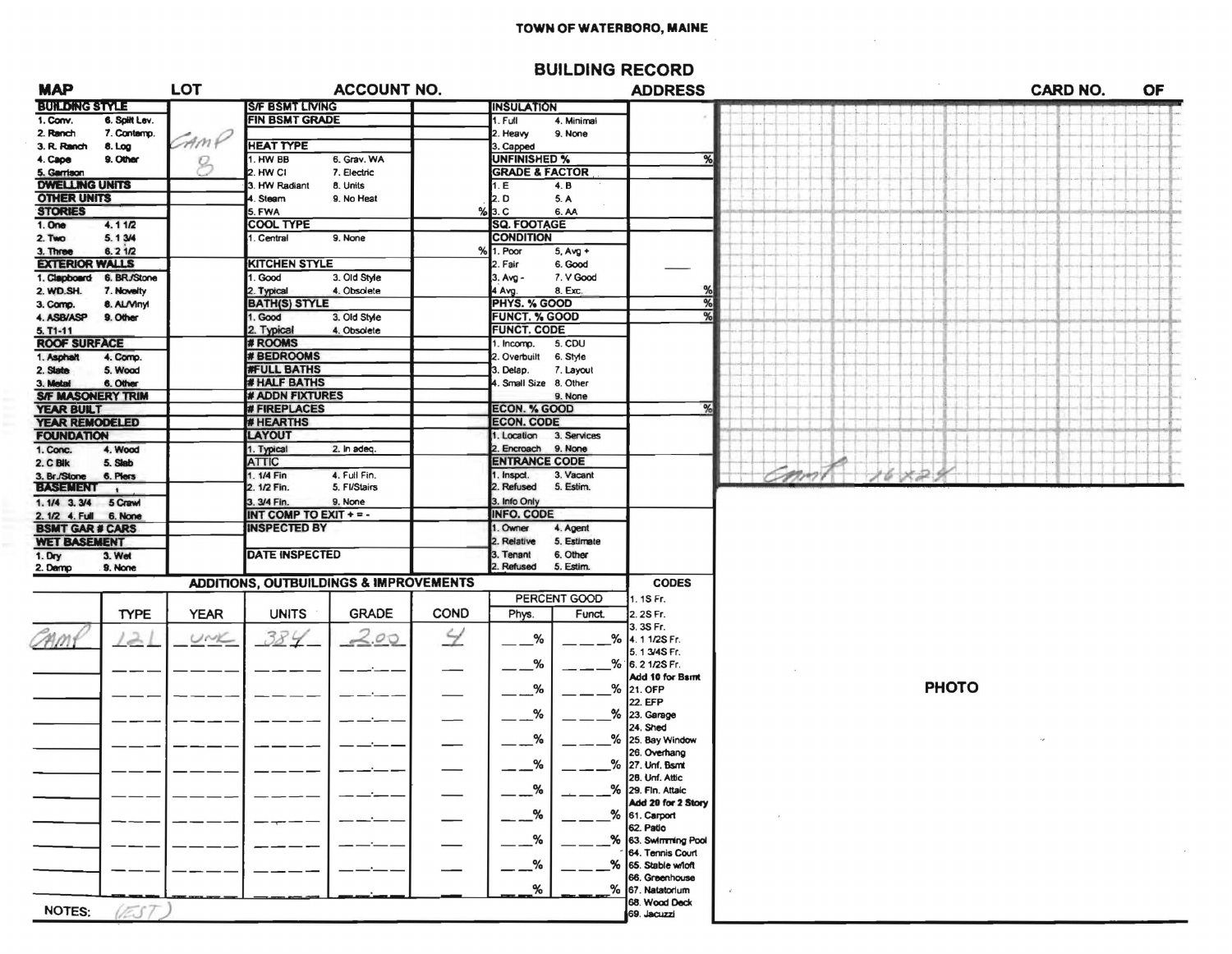**TOWN OF WATERBORO, MAINE**

## BUILDING RECORD

| MAP | LOT | ACCOUNT NO. | ADDRESS | CARD NO. | OF |
|---|---|---|---|---|---|
| | CAMP 8 | | | | |

| | | | | | |
|---|---|---|---|---|---|
| **BUILDING STYLE** 1. Conv. 2. Ranch 3. R. Ranch 4. Cape 5. Garrison 6. Split Lev. 7. Contemp. 8. Log 9. Other | CAMP 8 | **S/F BSMT LIVING** | | **INSULATION** 1. Full 2. Heavy 3. Capped 4. Minimal 9. None | |
| **DWELLING UNITS** | | **FIN BSMT GRADE** | | **UNFINISHED %** | % |
| **OTHER UNITS** | | **HEAT TYPE** 1. HW BB 2. HW CI 3. HW Radiant 4. Steam 5. FWA 6. Grav. WA 7. Electric 8. Units 9. No Heat | % | **GRADE & FACTOR** 1. E 2. D 3. C 4. B 5. A 6. AA | |
| **STORIES** 1. One 2. Two 3. Three 4. 1 1/2 5. 1 3/4 6. 2 1/2 | | **COOL TYPE** 1. Central 9. None | % | **SQ. FOOTAGE** | |
| **EXTERIOR WALLS** 1. Clapboard 2. WD.SH. 3. Comp. 4. ASB/ASP 5. T1-11 6. BR./Stone 7. Novelty 8. AL/Vinyl 9. Other | | **KITCHEN STYLE** 1. Good 2. Typical 3. Old Style 4. Obsolete | | **CONDITION** 1. Poor 2. Fair 3. Avg - 4 Avg. 5. Avg + 6. Good 7. V Good 8. Exc. | |
| **ROOF SURFACE** 1. Asphalt 2. Slate 3. Metal 4. Comp. 5. Wood 6. Other | | **BATH(S) STYLE** 1. Good 2. Typical 3. Old Style 4. Obsolete | | **PHYS. % GOOD** | % |
| **S/F MASONERY TRIM** | | **# ROOMS** | | **FUNCT. % GOOD** | % |
| **YEAR BUILT** | | **# BEDROOMS** | | **FUNCT. CODE** 1. Incomp. 2. Overbuilt 3. Delap. 4. Small Size 5. CDU 6. Style 7. Layout 8. Other 9. None | |
| **YEAR REMODELED** | | **#FULL BATHS** | | **ECON. % GOOD** | % |
| **FOUNDATION** 1. Conc. 2. C Blk 3. Br./Stone 4. Wood 5. Slab 6. Piers | | **# HALF BATHS** | | **ECON. CODE** 1. Location 2. Encroach 3. Services 9. None | |
| **BASEMENT** 1. 1/4 2. 1/2 3. 3/4 4. Full 5 Crawl 6. None | | **# ADDN FIXTURES** | | **ENTRANCE CODE** 1. Inspct. 2. Refused 3. Info Only 4. Vacant 5. Estim. | |
| **BSMT GAR # CARS** | | **# FIREPLACES** | | **INFO. CODE** 1. Owner 2. Relative 3. Tenant 4. Agent 5. Estimate 6. Other | |
| **WET BASEMENT** 1. Dry 2. Damp 3. Wet 9. None | | **# HEARTHS** | | | |
| | | **LAYOUT** 1. Typical 2. In adeq. | | | |
| | | **ATTIC** 1. 1/4 Fin 2. 1/2 Fin. 3. 3/4 Fin. 4. Full Fin. 5. Fl/Stairs 9. None | | | |
| | | **INT COMP TO EXIT + = -** | | | |
| | | **INSPECTED BY** | | | |
| | | **DATE INSPECTED** | | | |

Sketch: Camp 16x24

### ADDITIONS, OUTBUILDINGS & IMPROVEMENTS

| | TYPE | YEAR | UNITS | GRADE | COND | PERCENT GOOD Phys. | Funct. |
|---|---|---|---|---|---|---|---|
| CAMP | 121 | UNK | 384 | 2.00 | 4 | % | % |
| | | | | | | % | % |
| | | | | | | % | % |
| | | | | | | % | % |
| | | | | | | % | % |
| | | | | | | % | % |
| | | | | | | % | % |
| | | | | | | % | % |
| | | | | | | % | % |
| | | | | | | % | % |
| | | | | | | % | % |

NOTES: (EST)

**CODES**
1. 1S Fr.
2. 2S Fr.
3. 3S Fr.
4. 1 1/2S Fr.
5. 1 3/4S Fr.
6. 2 1/2S Fr.
Add 10 for Bsmt
21. OFP
22. EFP
23. Garage
24. Shed
25. Bay Window
26. Overhang
27. Unf. Bsmt
28. Unf. Attic
29. Fin. Attaic
Add 20 for 2 Story
61. Carport
62. Patio
63. Swimming Pool
64. Tennis Court
65. Stable w/loft
66. Greenhouse
67. Natatorium
68. Wood Deck
69. Jacuzzi

**PHOTO**